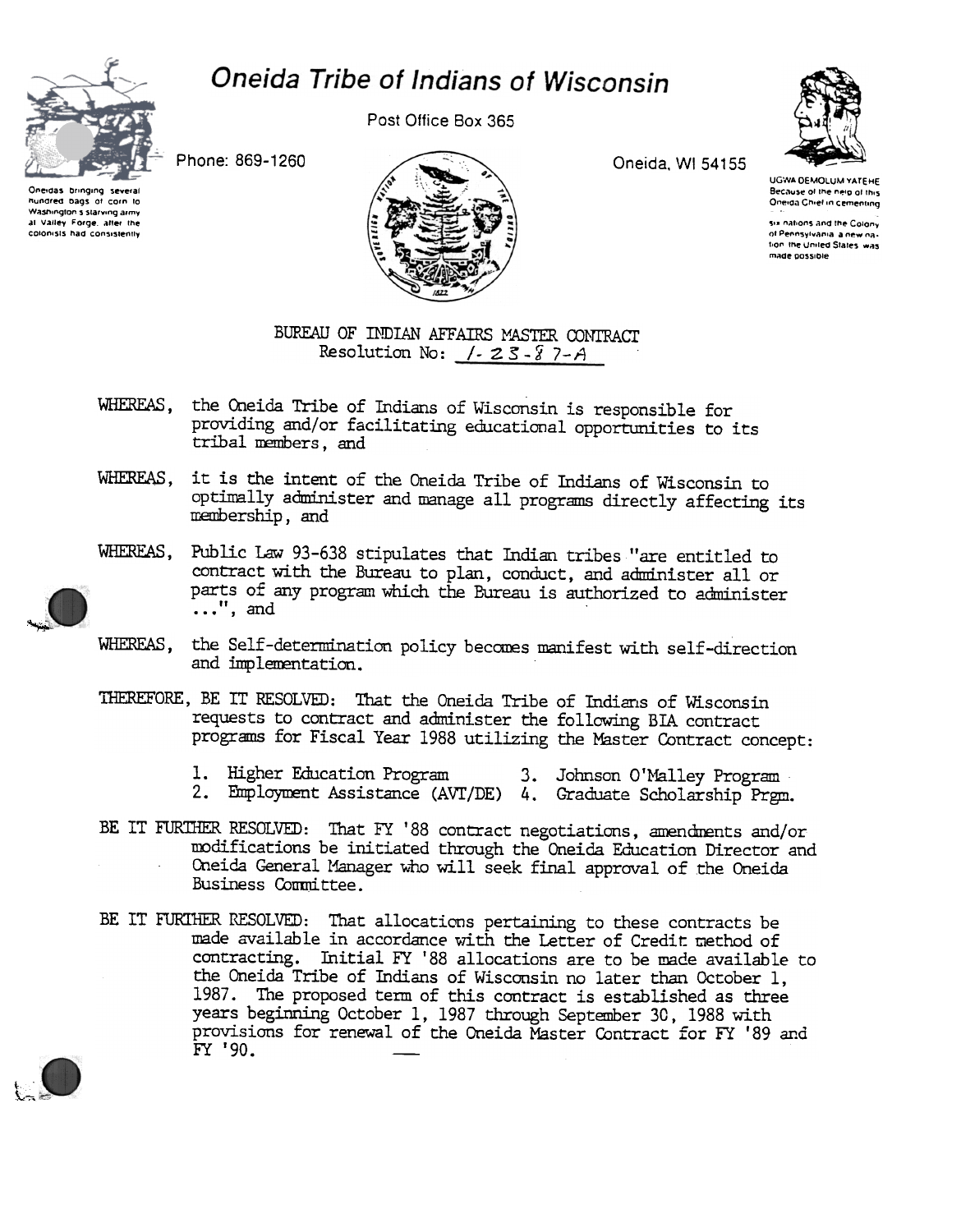# Oneida Tribe of Indians of Wisconsin

Post Office Box 365

Phone: 869-1260

Oneida, WI 54155

Oneidas bringing several hundred bags of corn to Washington's starving army at Valley Forge, after the colonists had consistently

UGWA DEMOLUM YATEHE
Because of the help of this Oneida Chief in cementing six nations and the Colony of Pennsylvania a new nation the United States was made possible

## BUREAU OF INDIAN AFFAIRS MASTER CONTRACT

Resolution No: 1-23-87-A

WHEREAS, the Oneida Tribe of Indians of Wisconsin is responsible for providing and/or facilitating educational opportunities to its tribal members, and

WHEREAS, it is the intent of the Oneida Tribe of Indians of Wisconsin to optimally administer and manage all programs directly affecting its membership, and

WHEREAS, Public Law 93-638 stipulates that Indian tribes "are entitled to contract with the Bureau to plan, conduct, and administer all or parts of any program which the Bureau is authorized to administer ...", and

WHEREAS, the Self-determination policy becomes manifest with self-direction and implementation.

THEREFORE, BE IT RESOLVED: That the Oneida Tribe of Indians of Wisconsin requests to contract and administer the following BIA contract programs for Fiscal Year 1988 utilizing the Master Contract concept:

1. Higher Education Program
2. Employment Assistance (AVT/DE)
3. Johnson O'Malley Program
4. Graduate Scholarship Prgm.

BE IT FURTHER RESOLVED: That FY '88 contract negotiations, amendments and/or modifications be initiated through the Oneida Education Director and Oneida General Manager who will seek final approval of the Oneida Business Committee.

BE IT FURTHER RESOLVED: That allocations pertaining to these contracts be made available in accordance with the Letter of Credit method of contracting. Initial FY '88 allocations are to be made available to the Oneida Tribe of Indians of Wisconsin no later than October 1, 1987. The proposed term of this contract is established as three years beginning October 1, 1987 through September 30, 1988 with provisions for renewal of the Oneida Master Contract for FY '89 and FY '90.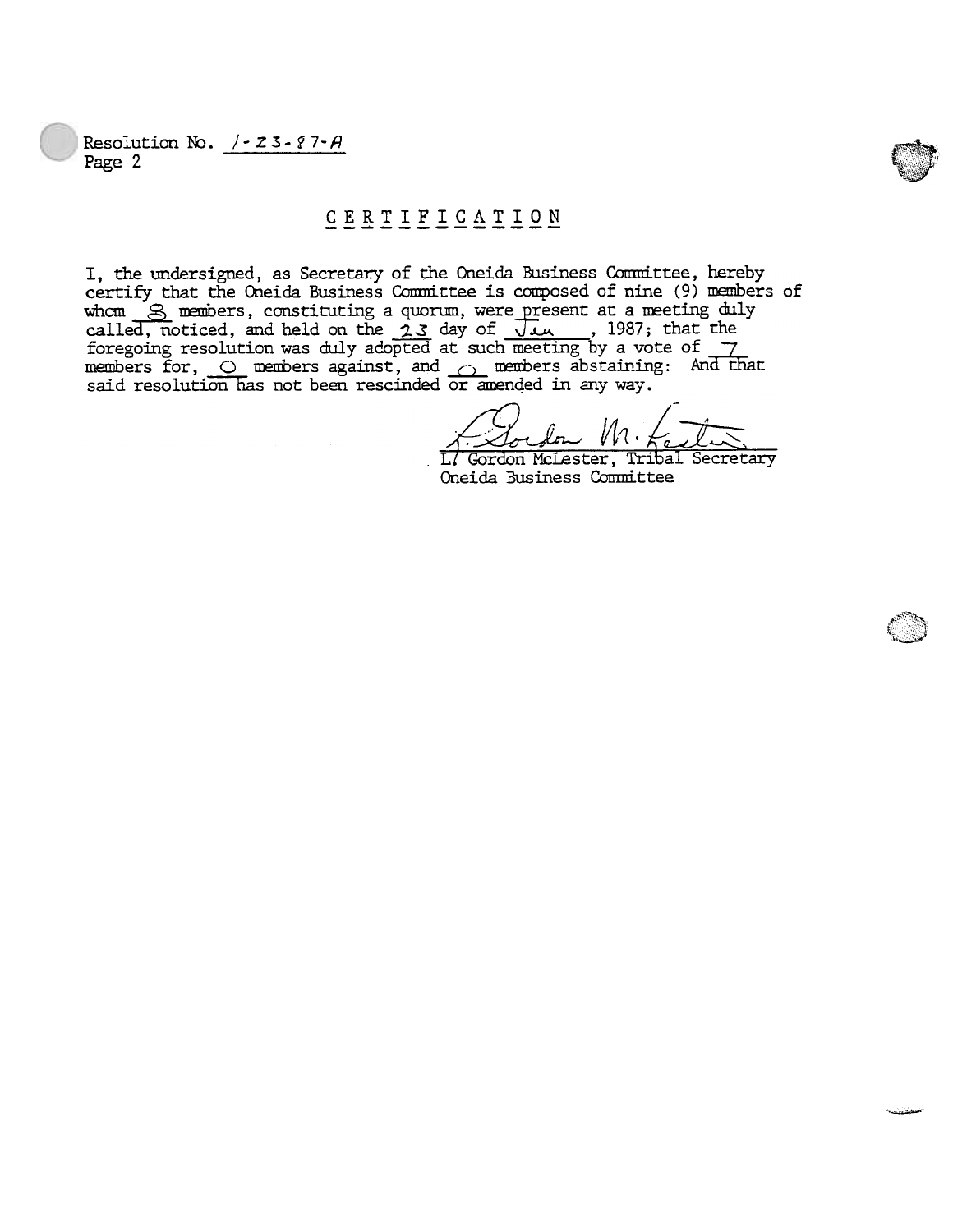Resolution No. 1-23-87-A
Page 2

## CERTIFICATION

I, the undersigned, as Secretary of the Oneida Business Committee, hereby certify that the Oneida Business Committee is composed of nine (9) members of whom 8 members, constituting a quorum, were present at a meeting duly called, noticed, and held on the 23 day of Jan, 1987; that the foregoing resolution was duly adopted at such meeting by a vote of 7 members for, 0 members against, and 0 members abstaining: And that said resolution has not been rescinded or amended in any way.

L. Gordon McLester, Tribal Secretary
Oneida Business Committee